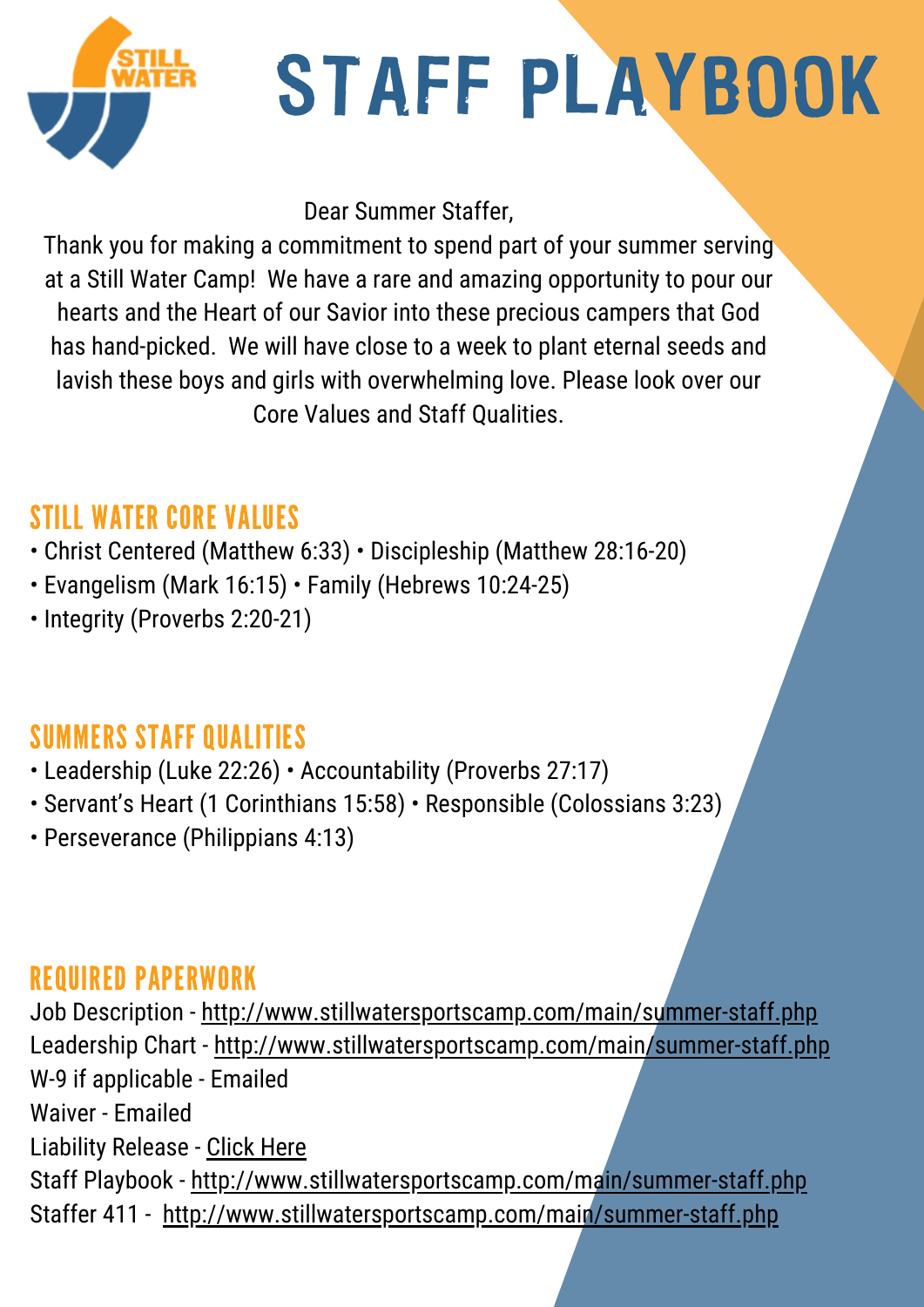# STAFF PLAYBOOK

Dear Summer Staffer,

Thank you for making a commitment to spend part of your summer serving at a Still Water Camp! We have a rare and amazing opportunity to pour our hearts and the Heart of our Savior into these precious campers that God has hand-picked. We will have close to a week to plant eternal seeds and lavish these boys and girls with overwhelming love. Please look over our Core Values and Staff Qualities.

## STILL WATER CORE VALUES

- Christ Centered (Matthew 6:33) • Discipleship (Matthew 28:16-20)
- Evangelism (Mark 16:15) • Family (Hebrews 10:24-25)
- Integrity (Proverbs 2:20-21)

## SUMMERS STAFF QUALITIES

- Leadership (Luke 22:26) • Accountability (Proverbs 27:17)
- Servant's Heart (1 Corinthians 15:58) • Responsible (Colossians 3:23)
- Perseverance (Philippians 4:13)

## REQUIRED PAPERWORK

Job Description - http://www.stillwatersportscamp.com/main/summer-staff.php
Leadership Chart - http://www.stillwatersportscamp.com/main/summer-staff.php
W-9 if applicable - Emailed
Waiver - Emailed
Liability Release - Click Here
Staff Playbook - http://www.stillwatersportscamp.com/main/summer-staff.php
Staffer 411 - http://www.stillwatersportscamp.com/main/summer-staff.php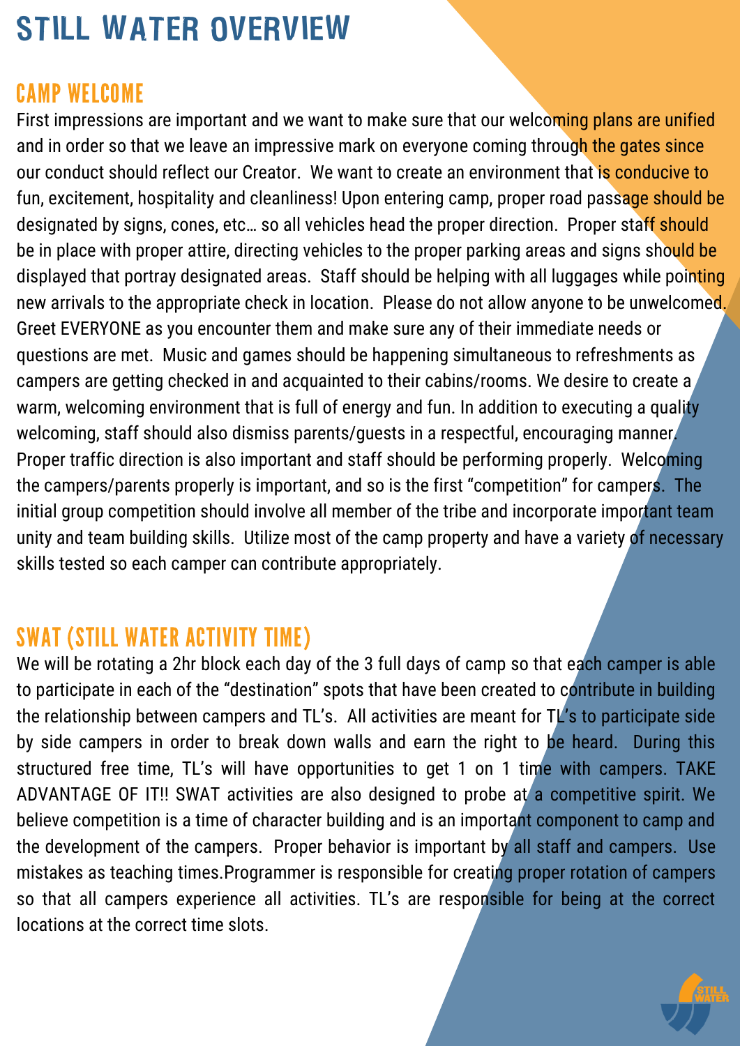# STILL WATER OVERVIEW

## CAMP WELCOME

First impressions are important and we want to make sure that our welcoming plans are unified and in order so that we leave an impressive mark on everyone coming through the gates since our conduct should reflect our Creator. We want to create an environment that is conducive to fun, excitement, hospitality and cleanliness! Upon entering camp, proper road passage should be designated by signs, cones, etc… so all vehicles head the proper direction. Proper staff should be in place with proper attire, directing vehicles to the proper parking areas and signs should be displayed that portray designated areas. Staff should be helping with all luggages while pointing new arrivals to the appropriate check in location. Please do not allow anyone to be unwelcomed. Greet EVERYONE as you encounter them and make sure any of their immediate needs or questions are met. Music and games should be happening simultaneous to refreshments as campers are getting checked in and acquainted to their cabins/rooms. We desire to create a warm, welcoming environment that is full of energy and fun. In addition to executing a quality welcoming, staff should also dismiss parents/guests in a respectful, encouraging manner. Proper traffic direction is also important and staff should be performing properly. Welcoming the campers/parents properly is important, and so is the first "competition" for campers. The initial group competition should involve all member of the tribe and incorporate important team unity and team building skills. Utilize most of the camp property and have a variety of necessary skills tested so each camper can contribute appropriately.

## SWAT (STILL WATER ACTIVITY TIME)

We will be rotating a 2hr block each day of the 3 full days of camp so that each camper is able to participate in each of the "destination" spots that have been created to contribute in building the relationship between campers and TL's. All activities are meant for TL's to participate side by side campers in order to break down walls and earn the right to be heard. During this structured free time, TL's will have opportunities to get 1 on 1 time with campers. TAKE ADVANTAGE OF IT!! SWAT activities are also designed to probe at a competitive spirit. We believe competition is a time of character building and is an important component to camp and the development of the campers. Proper behavior is important by all staff and campers. Use mistakes as teaching times.Programmer is responsible for creating proper rotation of campers so that all campers experience all activities. TL's are responsible for being at the correct locations at the correct time slots.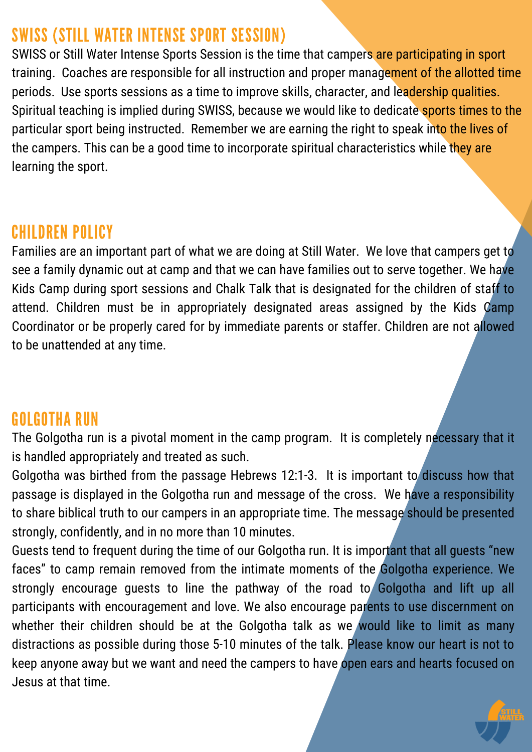## SWISS (STILL WATER INTENSE SPORT SESSION)

SWISS or Still Water Intense Sports Session is the time that campers are participating in sport training. Coaches are responsible for all instruction and proper management of the allotted time periods. Use sports sessions as a time to improve skills, character, and leadership qualities. Spiritual teaching is implied during SWISS, because we would like to dedicate sports times to the particular sport being instructed. Remember we are earning the right to speak into the lives of the campers. This can be a good time to incorporate spiritual characteristics while they are learning the sport.

## CHILDREN POLICY

Families are an important part of what we are doing at Still Water. We love that campers get to see a family dynamic out at camp and that we can have families out to serve together. We have Kids Camp during sport sessions and Chalk Talk that is designated for the children of staff to attend. Children must be in appropriately designated areas assigned by the Kids Camp Coordinator or be properly cared for by immediate parents or staffer. Children are not allowed to be unattended at any time.

## GOLGOTHA RUN

The Golgotha run is a pivotal moment in the camp program. It is completely necessary that it is handled appropriately and treated as such.

Golgotha was birthed from the passage Hebrews 12:1-3. It is important to discuss how that passage is displayed in the Golgotha run and message of the cross. We have a responsibility to share biblical truth to our campers in an appropriate time. The message should be presented strongly, confidently, and in no more than 10 minutes.

Guests tend to frequent during the time of our Golgotha run. It is important that all guests "new faces" to camp remain removed from the intimate moments of the Golgotha experience. We strongly encourage guests to line the pathway of the road to Golgotha and lift up all participants with encouragement and love. We also encourage parents to use discernment on whether their children should be at the Golgotha talk as we would like to limit as many distractions as possible during those 5-10 minutes of the talk. Please know our heart is not to keep anyone away but we want and need the campers to have open ears and hearts focused on Jesus at that time.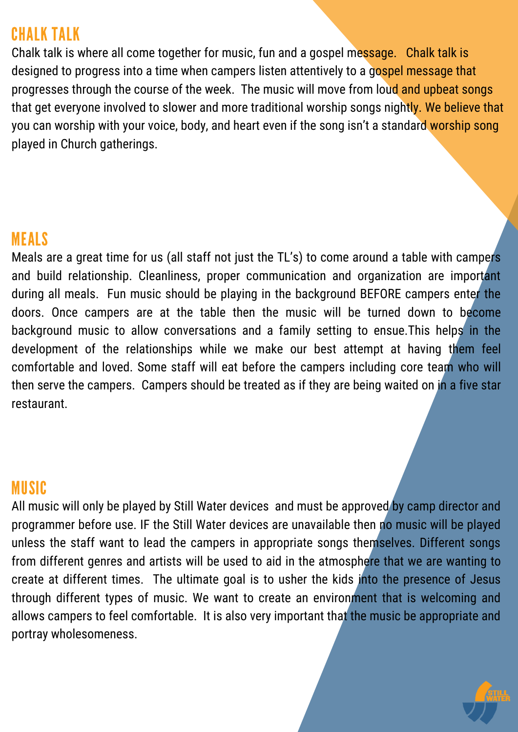## CHALK TALK

Chalk talk is where all come together for music, fun and a gospel message.   Chalk talk is designed to progress into a time when campers listen attentively to a gospel message that progresses through the course of the week.  The music will move from loud and upbeat songs that get everyone involved to slower and more traditional worship songs nightly. We believe that you can worship with your voice, body, and heart even if the song isn't a standard worship song played in Church gatherings.

## MEALS

Meals are a great time for us (all staff not just the TL's) to come around a table with campers and build relationship. Cleanliness, proper communication and organization are important during all meals.  Fun music should be playing in the background BEFORE campers enter the doors. Once campers are at the table then the music will be turned down to become background music to allow conversations and a family setting to ensue.This helps in the development of the relationships while we make our best attempt at having them feel comfortable and loved. Some staff will eat before the campers including core team who will then serve the campers.  Campers should be treated as if they are being waited on in a five star restaurant.

## MUSIC

All music will only be played by Still Water devices  and must be approved by camp director and programmer before use. IF the Still Water devices are unavailable then no music will be played unless the staff want to lead the campers in appropriate songs themselves. Different songs from different genres and artists will be used to aid in the atmosphere that we are wanting to create at different times.  The ultimate goal is to usher the kids into the presence of Jesus through different types of music. We want to create an environment that is welcoming and allows campers to feel comfortable.  It is also very important that the music be appropriate and portray wholesomeness.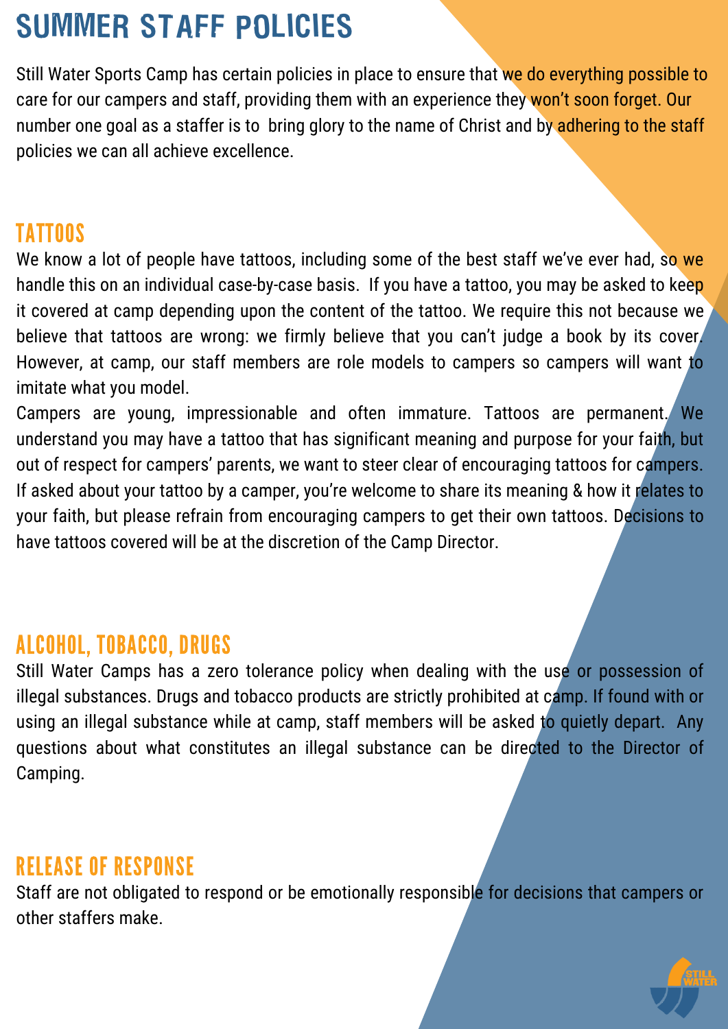# SUMMER STAFF POLICIES

Still Water Sports Camp has certain policies in place to ensure that we do everything possible to care for our campers and staff, providing them with an experience they won't soon forget. Our number one goal as a staffer is to bring glory to the name of Christ and by adhering to the staff policies we can all achieve excellence.

## TATTOOS

We know a lot of people have tattoos, including some of the best staff we've ever had, so we handle this on an individual case-by-case basis. If you have a tattoo, you may be asked to keep it covered at camp depending upon the content of the tattoo. We require this not because we believe that tattoos are wrong: we firmly believe that you can't judge a book by its cover. However, at camp, our staff members are role models to campers so campers will want to imitate what you model.

Campers are young, impressionable and often immature. Tattoos are permanent. We understand you may have a tattoo that has significant meaning and purpose for your faith, but out of respect for campers' parents, we want to steer clear of encouraging tattoos for campers. If asked about your tattoo by a camper, you're welcome to share its meaning & how it relates to your faith, but please refrain from encouraging campers to get their own tattoos. Decisions to have tattoos covered will be at the discretion of the Camp Director.

## ALCOHOL, TOBACCO, DRUGS

Still Water Camps has a zero tolerance policy when dealing with the use or possession of illegal substances. Drugs and tobacco products are strictly prohibited at camp. If found with or using an illegal substance while at camp, staff members will be asked to quietly depart. Any questions about what constitutes an illegal substance can be directed to the Director of Camping.

## RELEASE OF RESPONSE

Staff are not obligated to respond or be emotionally responsible for decisions that campers or other staffers make.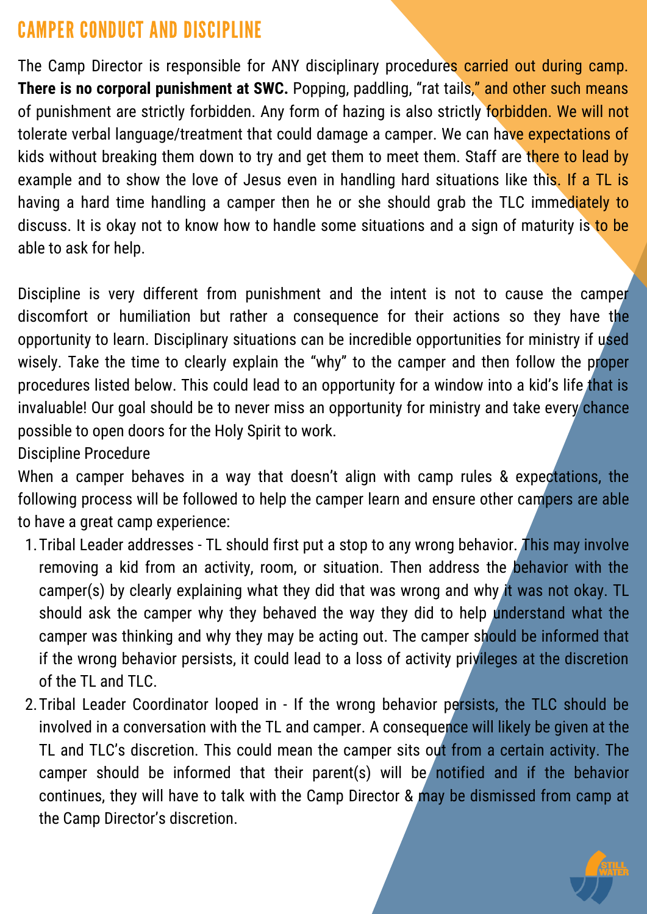# CAMPER CONDUCT AND DISCIPLINE

The Camp Director is responsible for ANY disciplinary procedures carried out during camp. **There is no corporal punishment at SWC.** Popping, paddling, "rat tails," and other such means of punishment are strictly forbidden. Any form of hazing is also strictly forbidden. We will not tolerate verbal language/treatment that could damage a camper. We can have expectations of kids without breaking them down to try and get them to meet them. Staff are there to lead by example and to show the love of Jesus even in handling hard situations like this. If a TL is having a hard time handling a camper then he or she should grab the TLC immediately to discuss. It is okay not to know how to handle some situations and a sign of maturity is to be able to ask for help.

Discipline is very different from punishment and the intent is not to cause the camper discomfort or humiliation but rather a consequence for their actions so they have the opportunity to learn. Disciplinary situations can be incredible opportunities for ministry if used wisely. Take the time to clearly explain the "why" to the camper and then follow the proper procedures listed below. This could lead to an opportunity for a window into a kid's life that is invaluable! Our goal should be to never miss an opportunity for ministry and take every chance possible to open doors for the Holy Spirit to work.

Discipline Procedure

When a camper behaves in a way that doesn't align with camp rules & expectations, the following process will be followed to help the camper learn and ensure other campers are able to have a great camp experience:

1. Tribal Leader addresses - TL should first put a stop to any wrong behavior. This may involve removing a kid from an activity, room, or situation. Then address the behavior with the camper(s) by clearly explaining what they did that was wrong and why it was not okay. TL should ask the camper why they behaved the way they did to help understand what the camper was thinking and why they may be acting out. The camper should be informed that if the wrong behavior persists, it could lead to a loss of activity privileges at the discretion of the TL and TLC.
2. Tribal Leader Coordinator looped in - If the wrong behavior persists, the TLC should be involved in a conversation with the TL and camper. A consequence will likely be given at the TL and TLC's discretion. This could mean the camper sits out from a certain activity. The camper should be informed that their parent(s) will be notified and if the behavior continues, they will have to talk with the Camp Director & may be dismissed from camp at the Camp Director's discretion.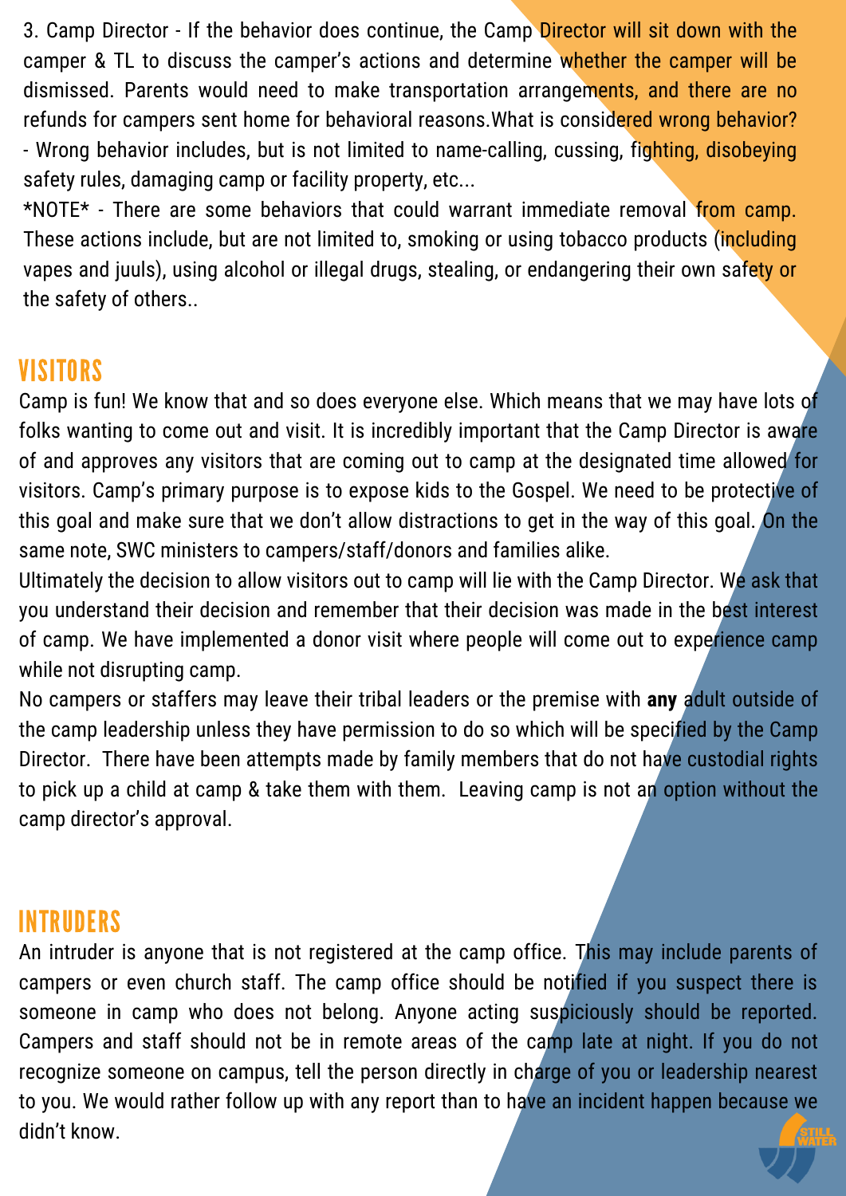3. Camp Director - If the behavior does continue, the Camp Director will sit down with the camper & TL to discuss the camper's actions and determine whether the camper will be dismissed. Parents would need to make transportation arrangements, and there are no refunds for campers sent home for behavioral reasons.What is considered wrong behavior?
- Wrong behavior includes, but is not limited to name-calling, cussing, fighting, disobeying safety rules, damaging camp or facility property, etc...

*NOTE* - There are some behaviors that could warrant immediate removal from camp. These actions include, but are not limited to, smoking or using tobacco products (including vapes and juuls), using alcohol or illegal drugs, stealing, or endangering their own safety or the safety of others..

## VISITORS

Camp is fun! We know that and so does everyone else. Which means that we may have lots of folks wanting to come out and visit. It is incredibly important that the Camp Director is aware of and approves any visitors that are coming out to camp at the designated time allowed for visitors. Camp's primary purpose is to expose kids to the Gospel. We need to be protective of this goal and make sure that we don't allow distractions to get in the way of this goal. On the same note, SWC ministers to campers/staff/donors and families alike.

Ultimately the decision to allow visitors out to camp will lie with the Camp Director. We ask that you understand their decision and remember that their decision was made in the best interest of camp. We have implemented a donor visit where people will come out to experience camp while not disrupting camp.

No campers or staffers may leave their tribal leaders or the premise with **any** adult outside of the camp leadership unless they have permission to do so which will be specified by the Camp Director. There have been attempts made by family members that do not have custodial rights to pick up a child at camp & take them with them. Leaving camp is not an option without the camp director's approval.

## INTRUDERS

An intruder is anyone that is not registered at the camp office. This may include parents of campers or even church staff. The camp office should be notified if you suspect there is someone in camp who does not belong. Anyone acting suspiciously should be reported. Campers and staff should not be in remote areas of the camp late at night. If you do not recognize someone on campus, tell the person directly in charge of you or leadership nearest to you. We would rather follow up with any report than to have an incident happen because we didn't know.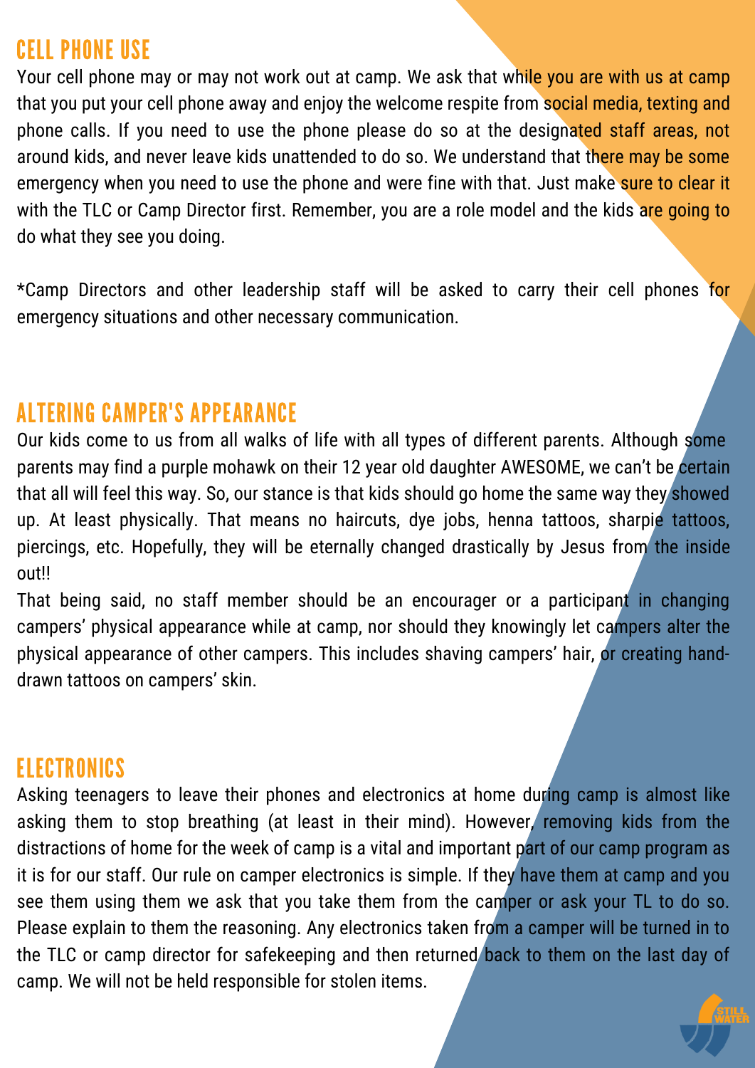## CELL PHONE USE

Your cell phone may or may not work out at camp. We ask that while you are with us at camp that you put your cell phone away and enjoy the welcome respite from social media, texting and phone calls. If you need to use the phone please do so at the designated staff areas, not around kids, and never leave kids unattended to do so. We understand that there may be some emergency when you need to use the phone and were fine with that. Just make sure to clear it with the TLC or Camp Director first. Remember, you are a role model and the kids are going to do what they see you doing.

*Camp Directors and other leadership staff will be asked to carry their cell phones for emergency situations and other necessary communication.

## ALTERING CAMPER'S APPEARANCE

Our kids come to us from all walks of life with all types of different parents. Although some parents may find a purple mohawk on their 12 year old daughter AWESOME, we can't be certain that all will feel this way. So, our stance is that kids should go home the same way they showed up. At least physically. That means no haircuts, dye jobs, henna tattoos, sharpie tattoos, piercings, etc. Hopefully, they will be eternally changed drastically by Jesus from the inside out!!

That being said, no staff member should be an encourager or a participant in changing campers' physical appearance while at camp, nor should they knowingly let campers alter the physical appearance of other campers. This includes shaving campers' hair, or creating hand-drawn tattoos on campers' skin.

## ELECTRONICS

Asking teenagers to leave their phones and electronics at home during camp is almost like asking them to stop breathing (at least in their mind). However, removing kids from the distractions of home for the week of camp is a vital and important part of our camp program as it is for our staff. Our rule on camper electronics is simple. If they have them at camp and you see them using them we ask that you take them from the camper or ask your TL to do so. Please explain to them the reasoning. Any electronics taken from a camper will be turned in to the TLC or camp director for safekeeping and then returned back to them on the last day of camp. We will not be held responsible for stolen items.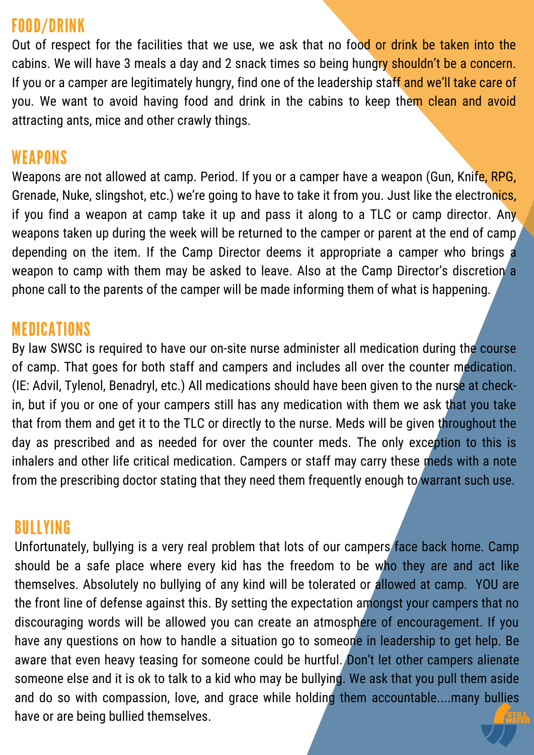## FOOD/DRINK

Out of respect for the facilities that we use, we ask that no food or drink be taken into the cabins. We will have 3 meals a day and 2 snack times so being hungry shouldn't be a concern. If you or a camper are legitimately hungry, find one of the leadership staff and we'll take care of you. We want to avoid having food and drink in the cabins to keep them clean and avoid attracting ants, mice and other crawly things.

## WEAPONS

Weapons are not allowed at camp. Period. If you or a camper have a weapon (Gun, Knife, RPG, Grenade, Nuke, slingshot, etc.) we're going to have to take it from you. Just like the electronics, if you find a weapon at camp take it up and pass it along to a TLC or camp director. Any weapons taken up during the week will be returned to the camper or parent at the end of camp depending on the item. If the Camp Director deems it appropriate a camper who brings a weapon to camp with them may be asked to leave. Also at the Camp Director's discretion a phone call to the parents of the camper will be made informing them of what is happening.

## MEDICATIONS

By law SWSC is required to have our on-site nurse administer all medication during the course of camp. That goes for both staff and campers and includes all over the counter medication. (IE: Advil, Tylenol, Benadryl, etc.) All medications should have been given to the nurse at check-in, but if you or one of your campers still has any medication with them we ask that you take that from them and get it to the TLC or directly to the nurse. Meds will be given throughout the day as prescribed and as needed for over the counter meds. The only exception to this is inhalers and other life critical medication. Campers or staff may carry these meds with a note from the prescribing doctor stating that they need them frequently enough to warrant such use.

## BULLYING

Unfortunately, bullying is a very real problem that lots of our campers face back home. Camp should be a safe place where every kid has the freedom to be who they are and act like themselves. Absolutely no bullying of any kind will be tolerated or allowed at camp. YOU are the front line of defense against this. By setting the expectation amongst your campers that no discouraging words will be allowed you can create an atmosphere of encouragement. If you have any questions on how to handle a situation go to someone in leadership to get help. Be aware that even heavy teasing for someone could be hurtful. Don't let other campers alienate someone else and it is ok to talk to a kid who may be bullying. We ask that you pull them aside and do so with compassion, love, and grace while holding them accountable....many bullies have or are being bullied themselves.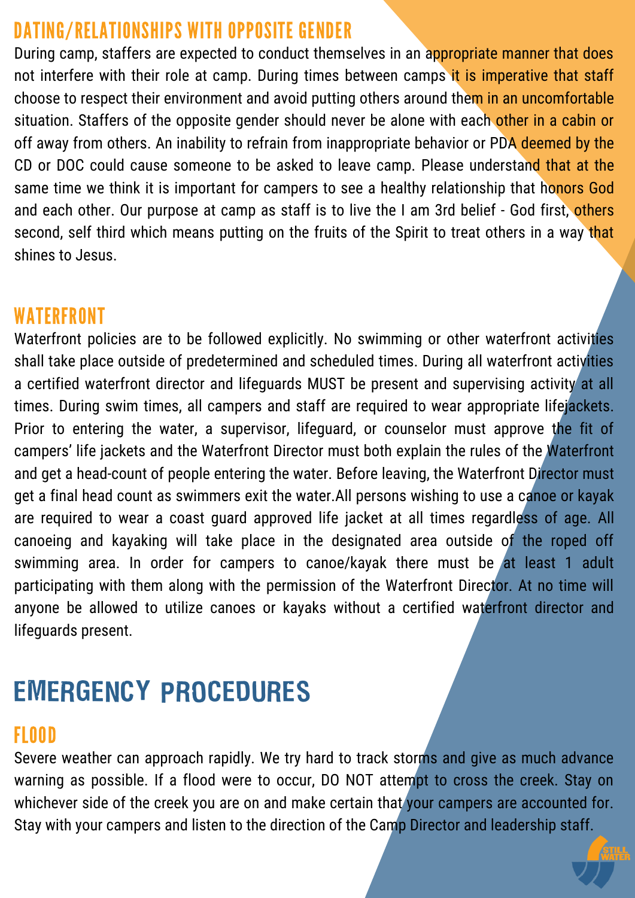## DATING/RELATIONSHIPS WITH OPPOSITE GENDER

During camp, staffers are expected to conduct themselves in an appropriate manner that does not interfere with their role at camp. During times between camps it is imperative that staff choose to respect their environment and avoid putting others around them in an uncomfortable situation. Staffers of the opposite gender should never be alone with each other in a cabin or off away from others. An inability to refrain from inappropriate behavior or PDA deemed by the CD or DOC could cause someone to be asked to leave camp. Please understand that at the same time we think it is important for campers to see a healthy relationship that honors God and each other. Our purpose at camp as staff is to live the I am 3rd belief - God first, others second, self third which means putting on the fruits of the Spirit to treat others in a way that shines to Jesus.

## WATERFRONT

Waterfront policies are to be followed explicitly. No swimming or other waterfront activities shall take place outside of predetermined and scheduled times. During all waterfront activities a certified waterfront director and lifeguards MUST be present and supervising activity at all times. During swim times, all campers and staff are required to wear appropriate lifejackets. Prior to entering the water, a supervisor, lifeguard, or counselor must approve the fit of campers' life jackets and the Waterfront Director must both explain the rules of the Waterfront and get a head-count of people entering the water. Before leaving, the Waterfront Director must get a final head count as swimmers exit the water.All persons wishing to use a canoe or kayak are required to wear a coast guard approved life jacket at all times regardless of age. All canoeing and kayaking will take place in the designated area outside of the roped off swimming area. In order for campers to canoe/kayak there must be at least 1 adult participating with them along with the permission of the Waterfront Director. At no time will anyone be allowed to utilize canoes or kayaks without a certified waterfront director and lifeguards present.

# EMERGENCY PROCEDURES

## FLOOD

Severe weather can approach rapidly. We try hard to track storms and give as much advance warning as possible. If a flood were to occur, DO NOT attempt to cross the creek. Stay on whichever side of the creek you are on and make certain that your campers are accounted for. Stay with your campers and listen to the direction of the Camp Director and leadership staff.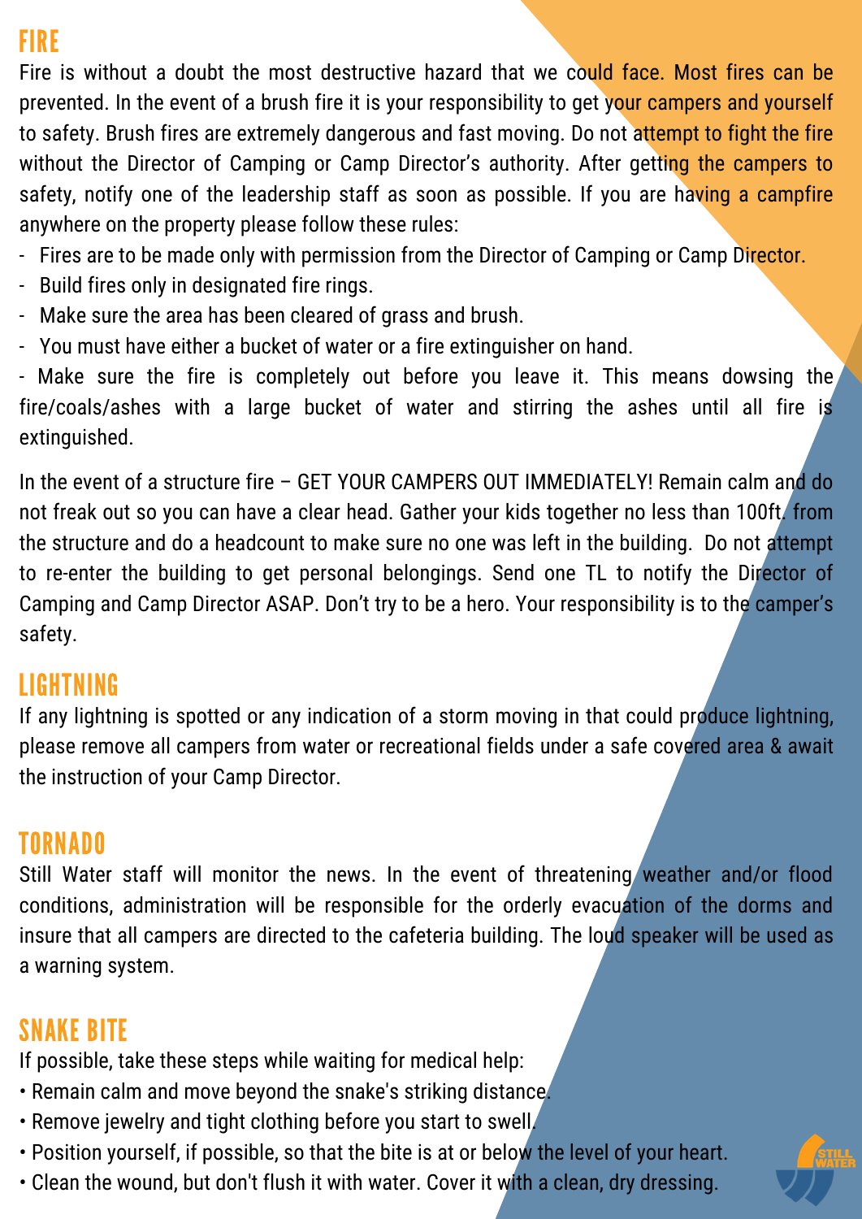## FIRE

Fire is without a doubt the most destructive hazard that we could face. Most fires can be prevented. In the event of a brush fire it is your responsibility to get your campers and yourself to safety. Brush fires are extremely dangerous and fast moving. Do not attempt to fight the fire without the Director of Camping or Camp Director's authority. After getting the campers to safety, notify one of the leadership staff as soon as possible. If you are having a campfire anywhere on the property please follow these rules:

- Fires are to be made only with permission from the Director of Camping or Camp Director.
- Build fires only in designated fire rings.
- Make sure the area has been cleared of grass and brush.
- You must have either a bucket of water or a fire extinguisher on hand.
- Make sure the fire is completely out before you leave it. This means dowsing the fire/coals/ashes with a large bucket of water and stirring the ashes until all fire is extinguished.

In the event of a structure fire – GET YOUR CAMPERS OUT IMMEDIATELY! Remain calm and do not freak out so you can have a clear head. Gather your kids together no less than 100ft. from the structure and do a headcount to make sure no one was left in the building. Do not attempt to re-enter the building to get personal belongings. Send one TL to notify the Director of Camping and Camp Director ASAP. Don't try to be a hero. Your responsibility is to the camper's safety.

## LIGHTNING

If any lightning is spotted or any indication of a storm moving in that could produce lightning, please remove all campers from water or recreational fields under a safe covered area & await the instruction of your Camp Director.

## TORNADO

Still Water staff will monitor the news. In the event of threatening weather and/or flood conditions, administration will be responsible for the orderly evacuation of the dorms and insure that all campers are directed to the cafeteria building. The loud speaker will be used as a warning system.

## SNAKE BITE

If possible, take these steps while waiting for medical help:

- Remain calm and move beyond the snake's striking distance.
- Remove jewelry and tight clothing before you start to swell.
- Position yourself, if possible, so that the bite is at or below the level of your heart.
- Clean the wound, but don't flush it with water. Cover it with a clean, dry dressing.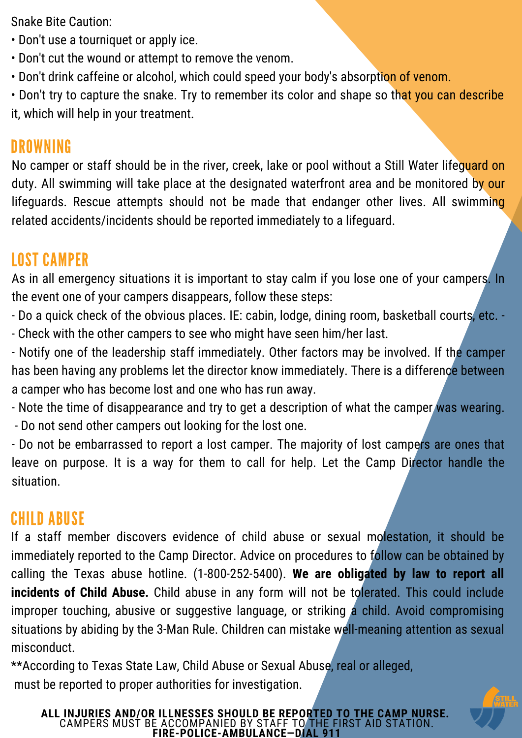Snake Bite Caution:

- Don't use a tourniquet or apply ice.
- Don't cut the wound or attempt to remove the venom.
- Don't drink caffeine or alcohol, which could speed your body's absorption of venom.
- Don't try to capture the snake. Try to remember its color and shape so that you can describe it, which will help in your treatment.

## DROWNING

No camper or staff should be in the river, creek, lake or pool without a Still Water lifeguard on duty. All swimming will take place at the designated waterfront area and be monitored by our lifeguards. Rescue attempts should not be made that endanger other lives. All swimming related accidents/incidents should be reported immediately to a lifeguard.

## LOST CAMPER

As in all emergency situations it is important to stay calm if you lose one of your campers. In the event one of your campers disappears, follow these steps:

- Do a quick check of the obvious places. IE: cabin, lodge, dining room, basketball courts, etc. -
- Check with the other campers to see who might have seen him/her last.
- Notify one of the leadership staff immediately. Other factors may be involved. If the camper has been having any problems let the director know immediately. There is a difference between a camper who has become lost and one who has run away.
- Note the time of disappearance and try to get a description of what the camper was wearing.
- Do not send other campers out looking for the lost one.
- Do not be embarrassed to report a lost camper. The majority of lost campers are ones that leave on purpose. It is a way for them to call for help. Let the Camp Director handle the situation.

## CHILD ABUSE

If a staff member discovers evidence of child abuse or sexual molestation, it should be immediately reported to the Camp Director. Advice on procedures to follow can be obtained by calling the Texas abuse hotline. (1-800-252-5400). **We are obligated by law to report all incidents of Child Abuse.** Child abuse in any form will not be tolerated. This could include improper touching, abusive or suggestive language, or striking a child. Avoid compromising situations by abiding by the 3-Man Rule. Children can mistake well-meaning attention as sexual misconduct.

**According to Texas State Law, Child Abuse or Sexual Abuse, real or alleged, must be reported to proper authorities for investigation.

**ALL INJURIES AND/OR ILLNESSES SHOULD BE REPORTED TO THE CAMP NURSE.**
CAMPERS MUST BE ACCOMPANIED BY STAFF TO THE FIRST AID STATION.
**FIRE-POLICE-AMBULANCE—DIAL 911**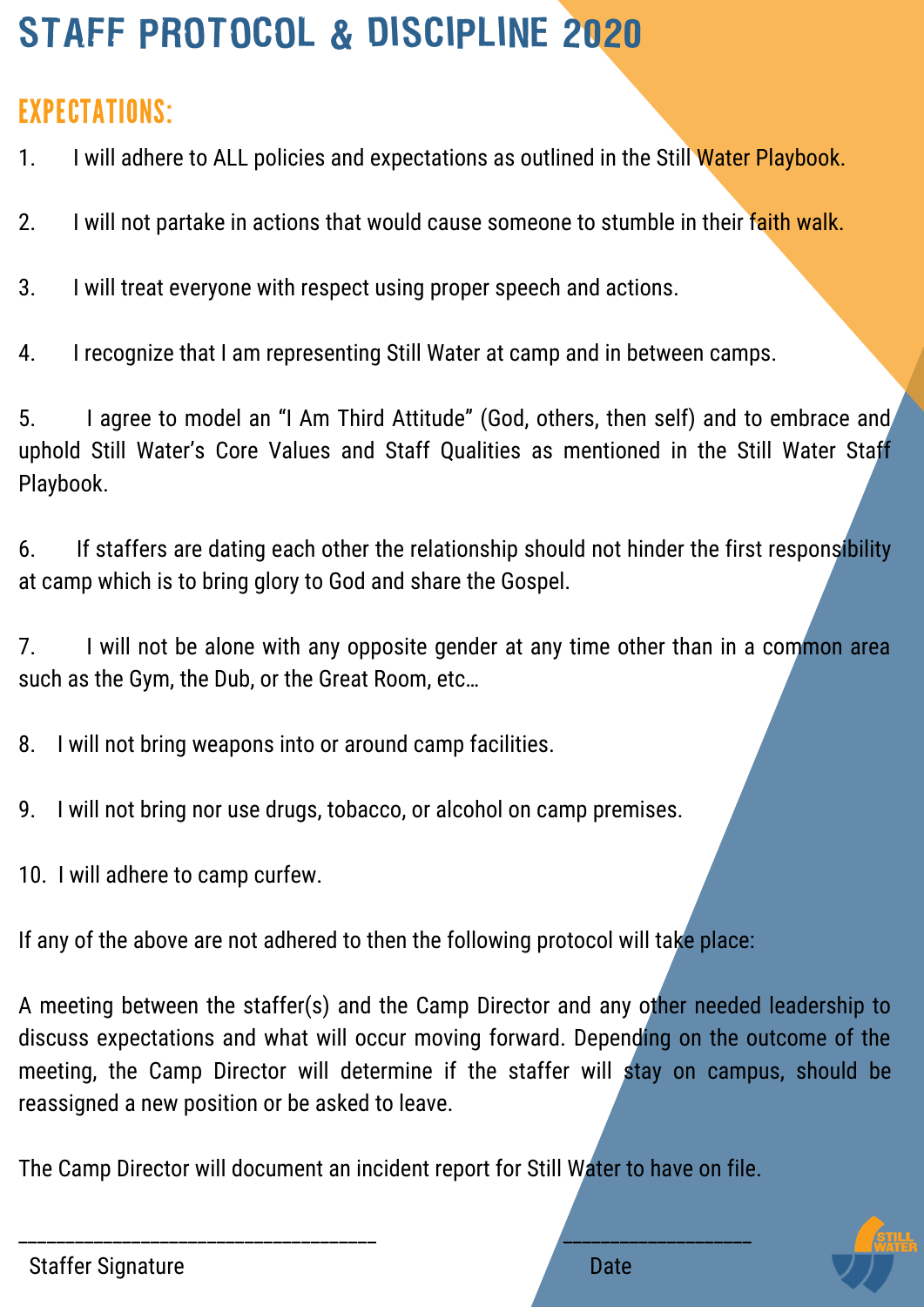# STAFF PROTOCOL & DISCIPLINE 2020

## EXPECTATIONS:

1. I will adhere to ALL policies and expectations as outlined in the Still Water Playbook.

2. I will not partake in actions that would cause someone to stumble in their faith walk.

3. I will treat everyone with respect using proper speech and actions.

4. I recognize that I am representing Still Water at camp and in between camps.

5. I agree to model an "I Am Third Attitude" (God, others, then self) and to embrace and uphold Still Water's Core Values and Staff Qualities as mentioned in the Still Water Staff Playbook.

6. If staffers are dating each other the relationship should not hinder the first responsibility at camp which is to bring glory to God and share the Gospel.

7. I will not be alone with any opposite gender at any time other than in a common area such as the Gym, the Dub, or the Great Room, etc…

8. I will not bring weapons into or around camp facilities.

9. I will not bring nor use drugs, tobacco, or alcohol on camp premises.

10. I will adhere to camp curfew.

If any of the above are not adhered to then the following protocol will take place:

A meeting between the staffer(s) and the Camp Director and any other needed leadership to discuss expectations and what will occur moving forward. Depending on the outcome of the meeting, the Camp Director will determine if the staffer will stay on campus, should be reassigned a new position or be asked to leave.

The Camp Director will document an incident report for Still Water to have on file.

\_\_\_\_\_\_\_\_\_\_\_\_\_\_\_\_\_\_\_\_\_\_\_\_\_\_\_\_\_\_\_\_\_\_ Staffer Signature

\_\_\_\_\_\_\_\_\_\_\_\_\_\_\_\_\_\_ Date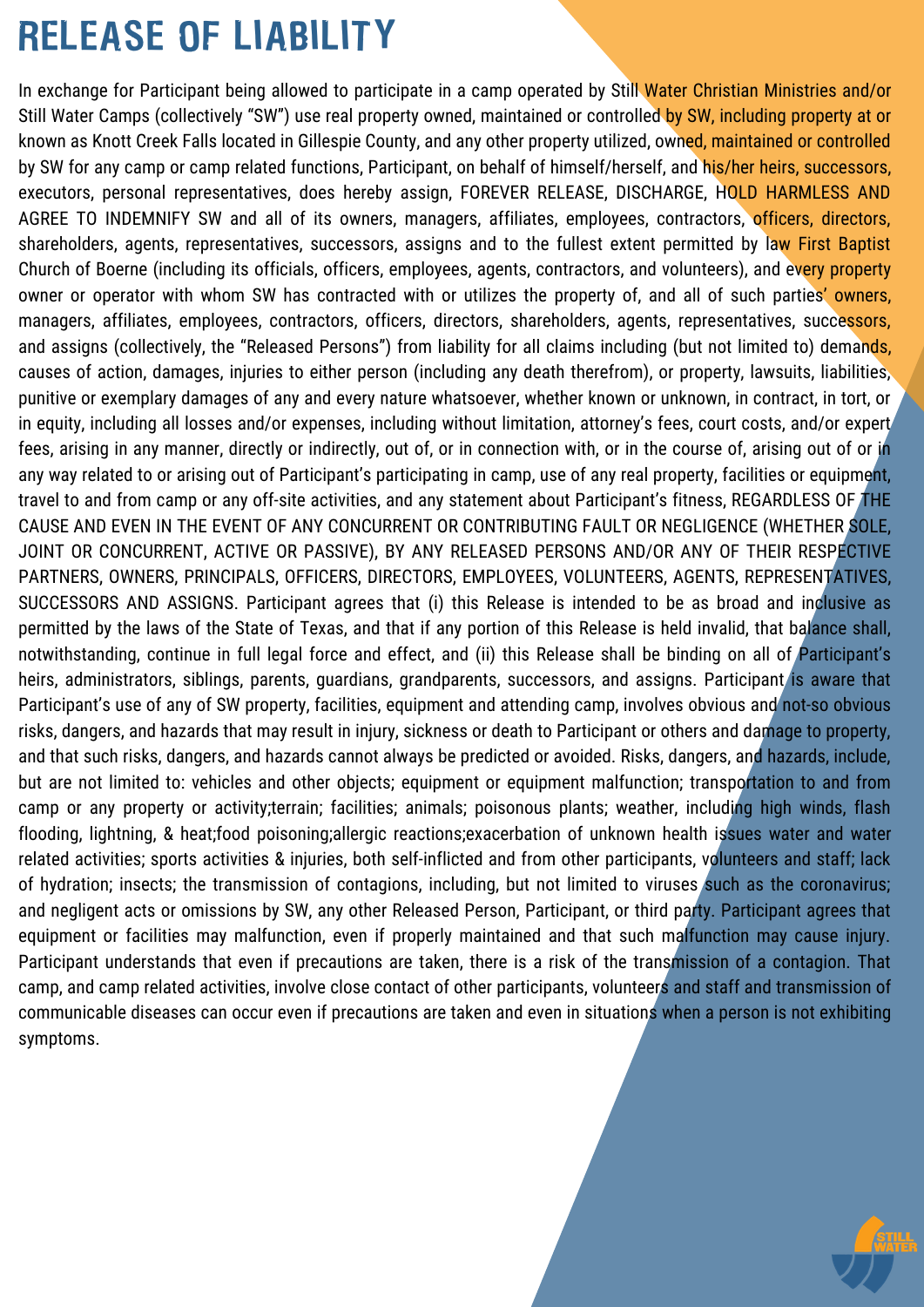# RELEASE OF LIABILITY

In exchange for Participant being allowed to participate in a camp operated by Still Water Christian Ministries and/or Still Water Camps (collectively "SW") use real property owned, maintained or controlled by SW, including property at or known as Knott Creek Falls located in Gillespie County, and any other property utilized, owned, maintained or controlled by SW for any camp or camp related functions, Participant, on behalf of himself/herself, and his/her heirs, successors, executors, personal representatives, does hereby assign, FOREVER RELEASE, DISCHARGE, HOLD HARMLESS AND AGREE TO INDEMNIFY SW and all of its owners, managers, affiliates, employees, contractors, officers, directors, shareholders, agents, representatives, successors, assigns and to the fullest extent permitted by law First Baptist Church of Boerne (including its officials, officers, employees, agents, contractors, and volunteers), and every property owner or operator with whom SW has contracted with or utilizes the property of, and all of such parties' owners, managers, affiliates, employees, contractors, officers, directors, shareholders, agents, representatives, successors, and assigns (collectively, the "Released Persons") from liability for all claims including (but not limited to) demands, causes of action, damages, injuries to either person (including any death therefrom), or property, lawsuits, liabilities, punitive or exemplary damages of any and every nature whatsoever, whether known or unknown, in contract, in tort, or in equity, including all losses and/or expenses, including without limitation, attorney's fees, court costs, and/or expert fees, arising in any manner, directly or indirectly, out of, or in connection with, or in the course of, arising out of or in any way related to or arising out of Participant's participating in camp, use of any real property, facilities or equipment, travel to and from camp or any off-site activities, and any statement about Participant's fitness, REGARDLESS OF THE CAUSE AND EVEN IN THE EVENT OF ANY CONCURRENT OR CONTRIBUTING FAULT OR NEGLIGENCE (WHETHER SOLE, JOINT OR CONCURRENT, ACTIVE OR PASSIVE), BY ANY RELEASED PERSONS AND/OR ANY OF THEIR RESPECTIVE PARTNERS, OWNERS, PRINCIPALS, OFFICERS, DIRECTORS, EMPLOYEES, VOLUNTEERS, AGENTS, REPRESENTATIVES, SUCCESSORS AND ASSIGNS. Participant agrees that (i) this Release is intended to be as broad and inclusive as permitted by the laws of the State of Texas, and that if any portion of this Release is held invalid, that balance shall, notwithstanding, continue in full legal force and effect, and (ii) this Release shall be binding on all of Participant's heirs, administrators, siblings, parents, guardians, grandparents, successors, and assigns. Participant is aware that Participant's use of any of SW property, facilities, equipment and attending camp, involves obvious and not-so obvious risks, dangers, and hazards that may result in injury, sickness or death to Participant or others and damage to property, and that such risks, dangers, and hazards cannot always be predicted or avoided. Risks, dangers, and hazards, include, but are not limited to: vehicles and other objects; equipment or equipment malfunction; transportation to and from camp or any property or activity;terrain; facilities; animals; poisonous plants; weather, including high winds, flash flooding, lightning, & heat;food poisoning;allergic reactions;exacerbation of unknown health issues water and water related activities; sports activities & injuries, both self-inflicted and from other participants, volunteers and staff; lack of hydration; insects; the transmission of contagions, including, but not limited to viruses such as the coronavirus; and negligent acts or omissions by SW, any other Released Person, Participant, or third party. Participant agrees that equipment or facilities may malfunction, even if properly maintained and that such malfunction may cause injury. Participant understands that even if precautions are taken, there is a risk of the transmission of a contagion. That camp, and camp related activities, involve close contact of other participants, volunteers and staff and transmission of communicable diseases can occur even if precautions are taken and even in situations when a person is not exhibiting symptoms.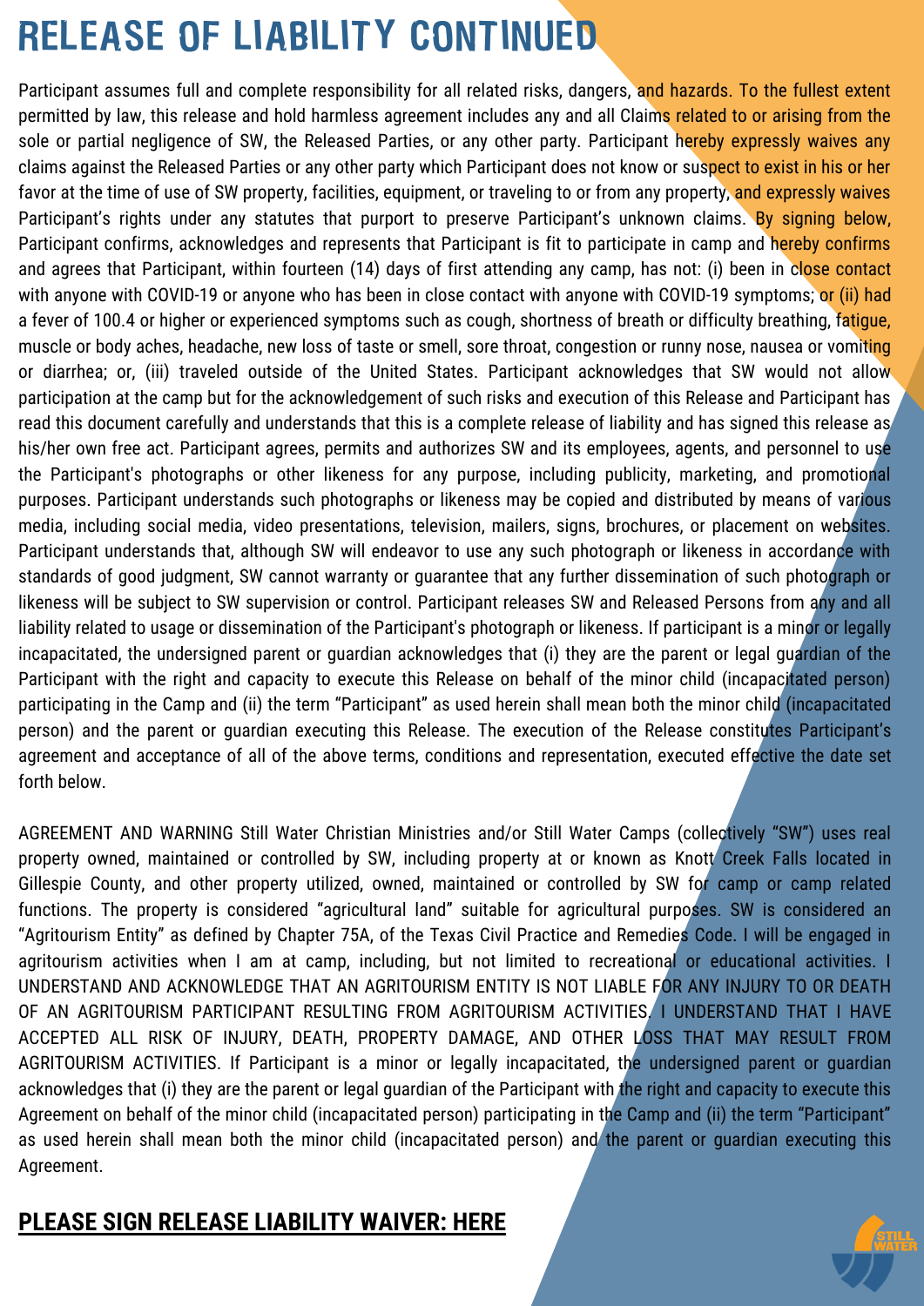# RELEASE OF LIABILITY CONTINUED

Participant assumes full and complete responsibility for all related risks, dangers, and hazards. To the fullest extent permitted by law, this release and hold harmless agreement includes any and all Claims related to or arising from the sole or partial negligence of SW, the Released Parties, or any other party. Participant hereby expressly waives any claims against the Released Parties or any other party which Participant does not know or suspect to exist in his or her favor at the time of use of SW property, facilities, equipment, or traveling to or from any property, and expressly waives Participant's rights under any statutes that purport to preserve Participant's unknown claims. By signing below, Participant confirms, acknowledges and represents that Participant is fit to participate in camp and hereby confirms and agrees that Participant, within fourteen (14) days of first attending any camp, has not: (i) been in close contact with anyone with COVID-19 or anyone who has been in close contact with anyone with COVID-19 symptoms; or (ii) had a fever of 100.4 or higher or experienced symptoms such as cough, shortness of breath or difficulty breathing, fatigue, muscle or body aches, headache, new loss of taste or smell, sore throat, congestion or runny nose, nausea or vomiting or diarrhea; or, (iii) traveled outside of the United States. Participant acknowledges that SW would not allow participation at the camp but for the acknowledgement of such risks and execution of this Release and Participant has read this document carefully and understands that this is a complete release of liability and has signed this release as his/her own free act. Participant agrees, permits and authorizes SW and its employees, agents, and personnel to use the Participant's photographs or other likeness for any purpose, including publicity, marketing, and promotional purposes. Participant understands such photographs or likeness may be copied and distributed by means of various media, including social media, video presentations, television, mailers, signs, brochures, or placement on websites. Participant understands that, although SW will endeavor to use any such photograph or likeness in accordance with standards of good judgment, SW cannot warranty or guarantee that any further dissemination of such photograph or likeness will be subject to SW supervision or control. Participant releases SW and Released Persons from any and all liability related to usage or dissemination of the Participant's photograph or likeness. If participant is a minor or legally incapacitated, the undersigned parent or guardian acknowledges that (i) they are the parent or legal guardian of the Participant with the right and capacity to execute this Release on behalf of the minor child (incapacitated person) participating in the Camp and (ii) the term "Participant" as used herein shall mean both the minor child (incapacitated person) and the parent or guardian executing this Release. The execution of the Release constitutes Participant's agreement and acceptance of all of the above terms, conditions and representation, executed effective the date set forth below.

AGREEMENT AND WARNING Still Water Christian Ministries and/or Still Water Camps (collectively "SW") uses real property owned, maintained or controlled by SW, including property at or known as Knott Creek Falls located in Gillespie County, and other property utilized, owned, maintained or controlled by SW for camp or camp related functions. The property is considered "agricultural land" suitable for agricultural purposes. SW is considered an "Agritourism Entity" as defined by Chapter 75A, of the Texas Civil Practice and Remedies Code. I will be engaged in agritourism activities when I am at camp, including, but not limited to recreational or educational activities. I UNDERSTAND AND ACKNOWLEDGE THAT AN AGRITOURISM ENTITY IS NOT LIABLE FOR ANY INJURY TO OR DEATH OF AN AGRITOURISM PARTICIPANT RESULTING FROM AGRITOURISM ACTIVITIES. I UNDERSTAND THAT I HAVE ACCEPTED ALL RISK OF INJURY, DEATH, PROPERTY DAMAGE, AND OTHER LOSS THAT MAY RESULT FROM AGRITOURISM ACTIVITIES. If Participant is a minor or legally incapacitated, the undersigned parent or guardian acknowledges that (i) they are the parent or legal guardian of the Participant with the right and capacity to execute this Agreement on behalf of the minor child (incapacitated person) participating in the Camp and (ii) the term "Participant" as used herein shall mean both the minor child (incapacitated person) and the parent or guardian executing this Agreement.

**PLEASE SIGN RELEASE LIABILITY WAIVER: HERE**